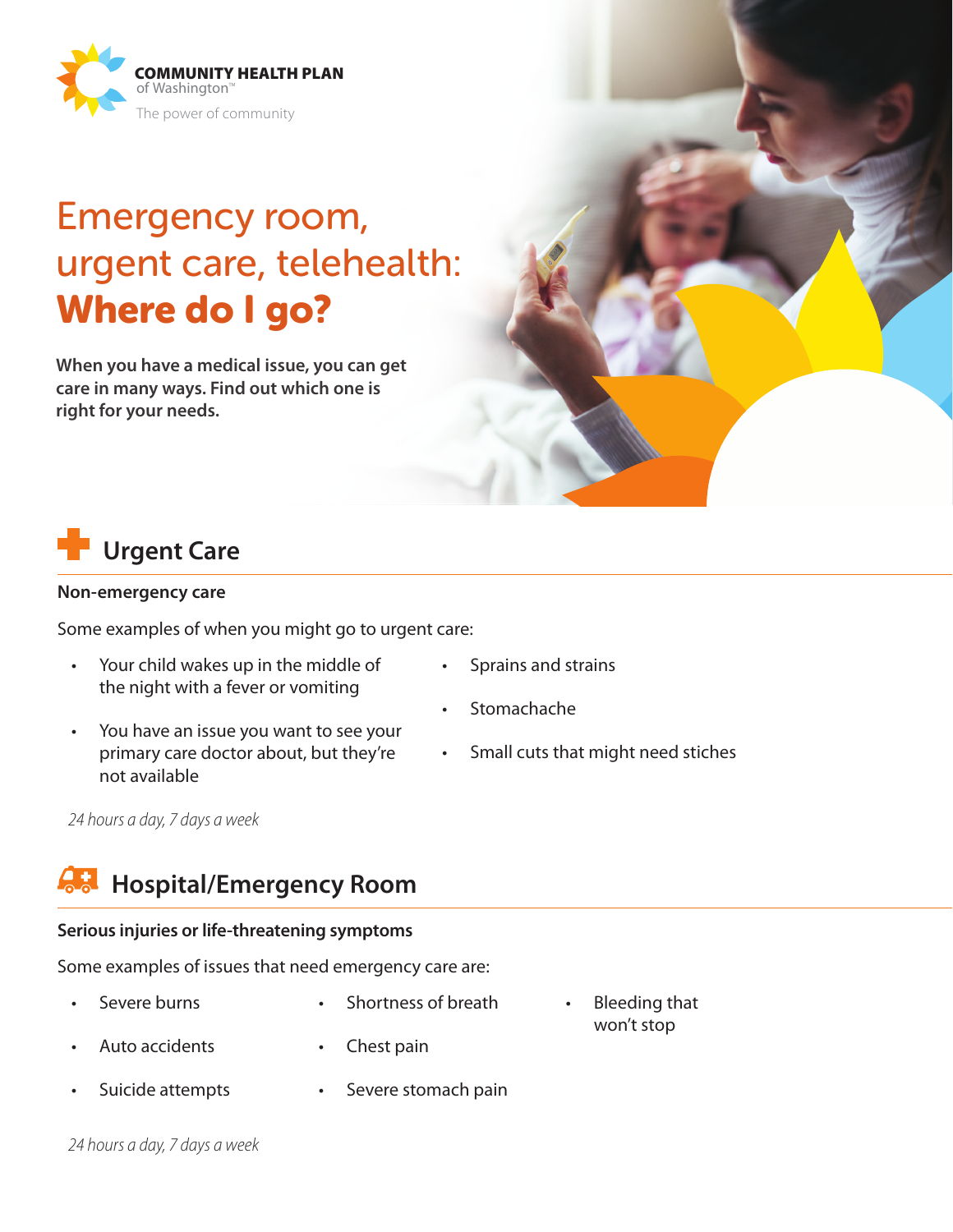COMMUNITY HEALTH PLAN
of Washington™
The power of community

# Emergency room, urgent care, telehealth: **Where do I go?**

**When you have a medical issue, you can get care in many ways. Find out which one is right for your needs.**

## Urgent Care

**Non-emergency care**

Some examples of when you might go to urgent care:

- Your child wakes up in the middle of the night with a fever or vomiting
- You have an issue you want to see your primary care doctor about, but they're not available
- Sprains and strains
- Stomachache
- Small cuts that might need stiches

*24 hours a day, 7 days a week*

## Hospital/Emergency Room

**Serious injuries or life-threatening symptoms**

Some examples of issues that need emergency care are:

- Severe burns
- Auto accidents
- Suicide attempts
- Shortness of breath
- Chest pain
- Severe stomach pain
- Bleeding that won't stop

*24 hours a day, 7 days a week*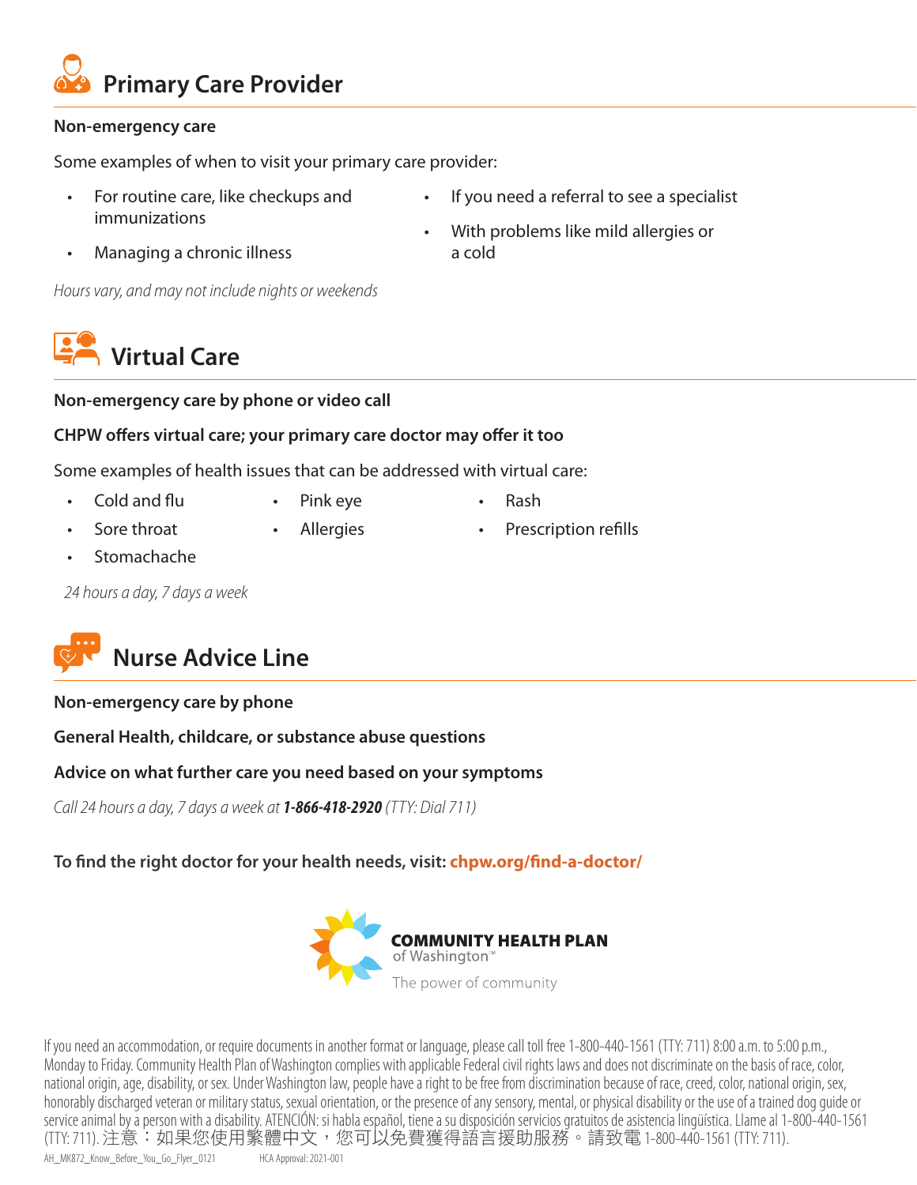## Primary Care Provider

**Non-emergency care**

Some examples of when to visit your primary care provider:

- For routine care, like checkups and immunizations
- Managing a chronic illness
- If you need a referral to see a specialist
- With problems like mild allergies or a cold

*Hours vary, and may not include nights or weekends*

## Virtual Care

**Non-emergency care by phone or video call**

**CHPW offers virtual care; your primary care doctor may offer it too**

Some examples of health issues that can be addressed with virtual care:

- Cold and flu
- Sore throat
- Stomachache
- Pink eye
- Allergies
- Rash
- Prescription refills

*24 hours a day, 7 days a week*

## Nurse Advice Line

**Non-emergency care by phone**

**General Health, childcare, or substance abuse questions**

**Advice on what further care you need based on your symptoms**

*Call 24 hours a day, 7 days a week at* ***1-866-418-2920*** *(TTY: Dial 711)*

**To find the right doctor for your health needs, visit: chpw.org/find-a-doctor/**

COMMUNITY HEALTH PLAN of Washington™

The power of community

If you need an accommodation, or require documents in another format or language, please call toll free 1-800-440-1561 (TTY: 711) 8:00 a.m. to 5:00 p.m., Monday to Friday. Community Health Plan of Washington complies with applicable Federal civil rights laws and does not discriminate on the basis of race, color, national origin, age, disability, or sex. Under Washington law, people have a right to be free from discrimination because of race, creed, color, national origin, sex, honorably discharged veteran or military status, sexual orientation, or the presence of any sensory, mental, or physical disability or the use of a trained dog guide or service animal by a person with a disability. ATENCIÓN: si habla español, tiene a su disposición servicios gratuitos de asistencia lingüística. Llame al 1-800-440-1561 (TTY: 711). 注意：如果您使用繁體中文，您可以免費獲得語言援助服務。請致電 1-800-440-1561 (TTY: 711).

AH_MK872_Know_Before_You_Go_Flyer_0121 HCA Approval: 2021-001